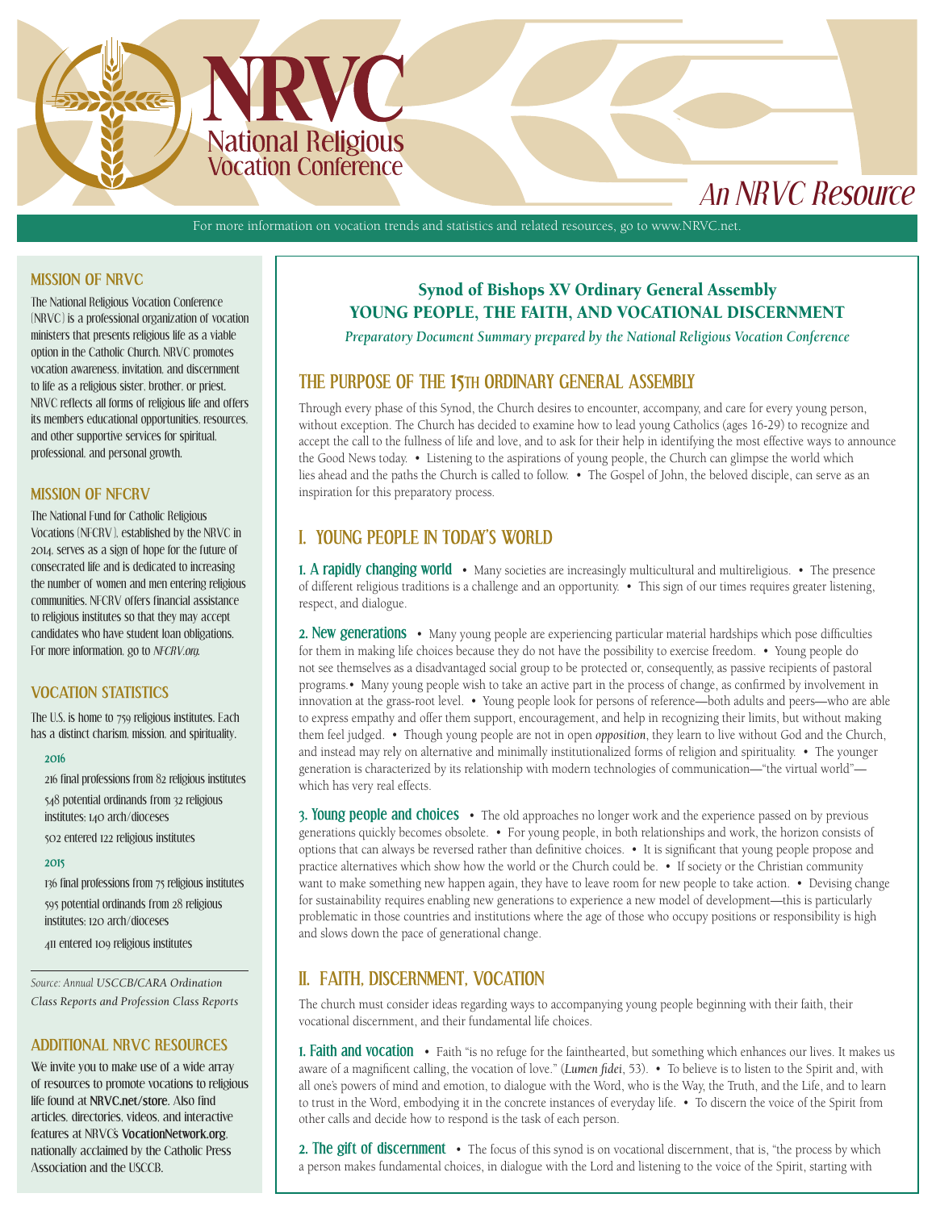# NRVC

National Religious Vocation Conference

*An NRVC Resource*

For more information on vocation trends and statistics and related resources, go to www.NRVC.net.

## Synod of Bishops XV Ordinary General Assembly
## YOUNG PEOPLE, THE FAITH, AND VOCATIONAL DISCERNMENT

*Preparatory Document Summary prepared by the National Religious Vocation Conference*

## THE PURPOSE OF THE 15TH ORDINARY GENERAL ASSEMBLY

Through every phase of this Synod, the Church desires to encounter, accompany, and care for every young person, without exception. The Church has decided to examine how to lead young Catholics (ages 16-29) to recognize and accept the call to the fullness of life and love, and to ask for their help in identifying the most effective ways to announce the Good News today. • Listening to the aspirations of young people, the Church can glimpse the world which lies ahead and the paths the Church is called to follow. • The Gospel of John, the beloved disciple, can serve as an inspiration for this preparatory process.

## I. YOUNG PEOPLE IN TODAY'S WORLD

**1. A rapidly changing world** • Many societies are increasingly multicultural and multireligious. • The presence of different religious traditions is a challenge and an opportunity. • This sign of our times requires greater listening, respect, and dialogue.

**2. New generations** • Many young people are experiencing particular material hardships which pose difficulties for them in making life choices because they do not have the possibility to exercise freedom. • Young people do not see themselves as a disadvantaged social group to be protected or, consequently, as passive recipients of pastoral programs.• Many young people wish to take an active part in the process of change, as confirmed by involvement in innovation at the grass-root level. • Young people look for persons of reference—both adults and peers—who are able to express empathy and offer them support, encouragement, and help in recognizing their limits, but without making them feel judged. • Though young people are not in open *opposition*, they learn to live without God and the Church, and instead may rely on alternative and minimally institutionalized forms of religion and spirituality. • The younger generation is characterized by its relationship with modern technologies of communication—"the virtual world"—which has very real effects.

**3. Young people and choices** • The old approaches no longer work and the experience passed on by previous generations quickly becomes obsolete. • For young people, in both relationships and work, the horizon consists of options that can always be reversed rather than definitive choices. • It is significant that young people propose and practice alternatives which show how the world or the Church could be. • If society or the Christian community want to make something new happen again, they have to leave room for new people to take action. • Devising change for sustainability requires enabling new generations to experience a new model of development—this is particularly problematic in those countries and institutions where the age of those who occupy positions or responsibility is high and slows down the pace of generational change.

## II. FAITH, DISCERNMENT, VOCATION

The church must consider ideas regarding ways to accompanying young people beginning with their faith, their vocational discernment, and their fundamental life choices.

**1. Faith and vocation** • Faith "is no refuge for the fainthearted, but something which enhances our lives. It makes us aware of a magnificent calling, the vocation of love." (*Lumen fidei*, 53). • To believe is to listen to the Spirit and, with all one's powers of mind and emotion, to dialogue with the Word, who is the Way, the Truth, and the Life, and to learn to trust in the Word, embodying it in the concrete instances of everyday life. • To discern the voice of the Spirit from other calls and decide how to respond is the task of each person.

**2. The gift of discernment** • The focus of this synod is on vocational discernment, that is, "the process by which a person makes fundamental choices, in dialogue with the Lord and listening to the voice of the Spirit, starting with

### MISSION OF NRVC

The National Religious Vocation Conference (NRVC) is a professional organization of vocation ministers that presents religious life as a viable option in the Catholic Church. NRVC promotes vocation awareness, invitation, and discernment to life as a religious sister, brother, or priest. NRVC reflects all forms of religious life and offers its members educational opportunities, resources, and other supportive services for spiritual, professional, and personal growth.

### MISSION OF NFCRV

The National Fund for Catholic Religious Vocations (NFCRV), established by the NRVC in 2014, serves as a sign of hope for the future of consecrated life and is dedicated to increasing the number of women and men entering religious communities. NFCRV offers financial assistance to religious institutes so that they may accept candidates who have student loan obligations. For more information, go to *NFCRV.org.*

### VOCATION STATISTICS

The U.S. is home to 759 religious institutes. Each has a distinct charism, mission, and spirituality.

**2016**

- 216 final professions from 82 religious institutes
- 548 potential ordinands from 32 religious institutes; 140 arch/dioceses
- 502 entered 122 religious institutes

**2015**

- 136 final professions from 75 religious institutes
- 595 potential ordinands from 28 religious institutes; 120 arch/dioceses
- 411 entered 109 religious institutes

*Source: Annual USCCB/CARA Ordination Class Reports and Profession Class Reports*

### ADDITIONAL NRVC RESOURCES

We invite you to make use of a wide array of resources to promote vocations to religious life found at **NRVC.net/store**. Also find articles, directories, videos, and interactive features at NRVC's **VocationNetwork.org**, nationally acclaimed by the Catholic Press Association and the USCCB.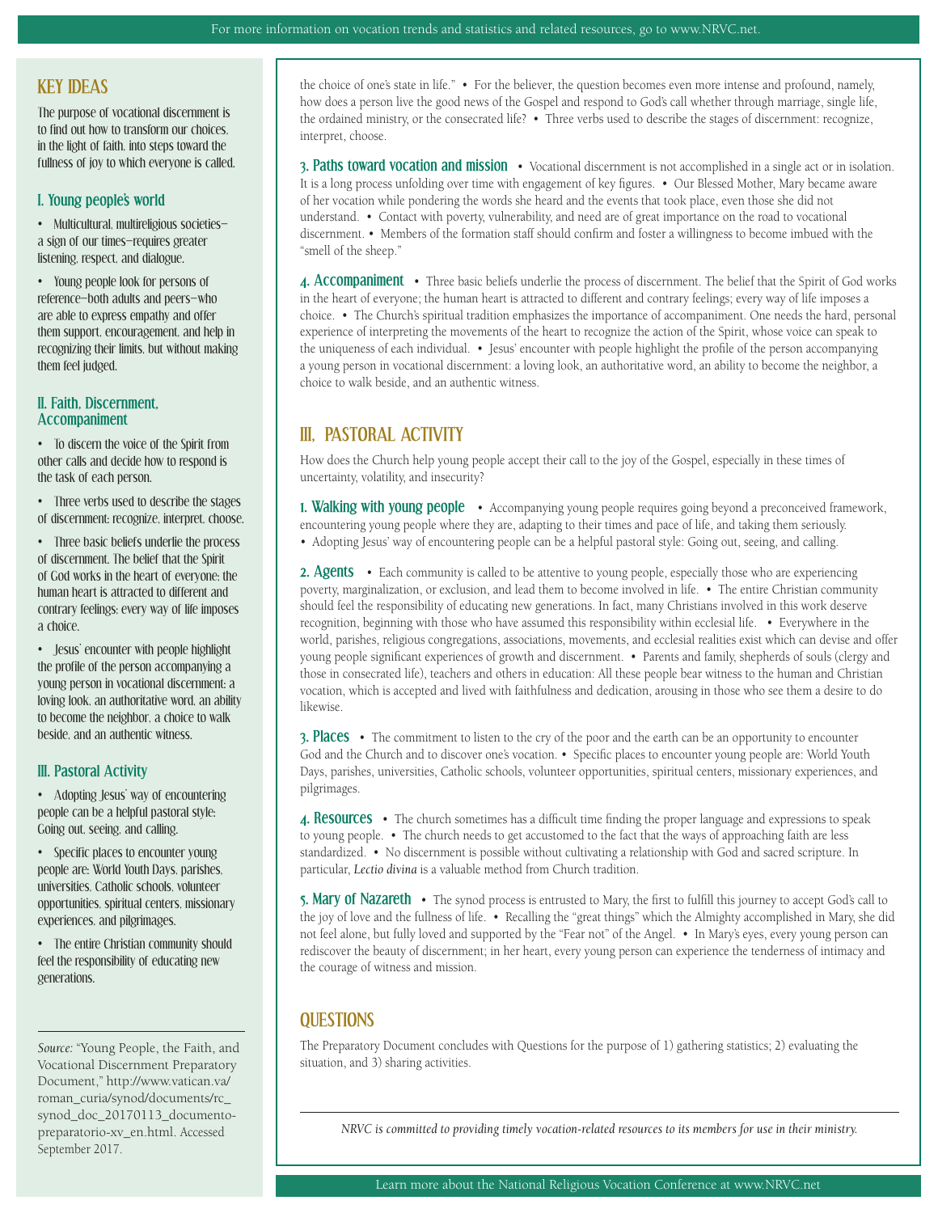## KEY IDEAS

The purpose of vocational discernment is to find out how to transform our choices, in the light of faith, into steps toward the fullness of joy to which everyone is called.

### I. Young people's world

- Multicultural, multireligious societies—a sign of our times—requires greater listening, respect, and dialogue.
- Young people look for persons of reference—both adults and peers—who are able to express empathy and offer them support, encouragement, and help in recognizing their limits, but without making them feel judged.

### II. Faith, Discernment, Accompaniment

- To discern the voice of the Spirit from other calls and decide how to respond is the task of each person.
- Three verbs used to describe the stages of discernment: recognize, interpret, choose.
- Three basic beliefs underlie the process of discernment. The belief that the Spirit of God works in the heart of everyone; the human heart is attracted to different and contrary feelings; every way of life imposes a choice.
- Jesus' encounter with people highlight the profile of the person accompanying a young person in vocational discernment: a loving look, an authoritative word, an ability to become the neighbor, a choice to walk beside, and an authentic witness.

### III. Pastoral Activity

- Adopting Jesus' way of encountering people can be a helpful pastoral style: Going out, seeing, and calling.
- Specific places to encounter young people are: World Youth Days, parishes, universities, Catholic schools, volunteer opportunities, spiritual centers, missionary experiences, and pilgrimages.
- The entire Christian community should feel the responsibility of educating new generations.

*Source:* "Young People, the Faith, and Vocational Discernment Preparatory Document," http://www.vatican.va/roman_curia/synod/documents/rc_synod_doc_20170113_documento-preparatorio-xv_en.html. Accessed September 2017.

---

the choice of one's state in life." • For the believer, the question becomes even more intense and profound, namely, how does a person live the good news of the Gospel and respond to God's call whether through marriage, single life, the ordained ministry, or the consecrated life? • Three verbs used to describe the stages of discernment: recognize, interpret, choose.

**3. Paths toward vocation and mission** • Vocational discernment is not accomplished in a single act or in isolation. It is a long process unfolding over time with engagement of key figures. • Our Blessed Mother, Mary became aware of her vocation while pondering the words she heard and the events that took place, even those she did not understand. • Contact with poverty, vulnerability, and need are of great importance on the road to vocational discernment. • Members of the formation staff should confirm and foster a willingness to become imbued with the "smell of the sheep."

**4. Accompaniment** • Three basic beliefs underlie the process of discernment. The belief that the Spirit of God works in the heart of everyone; the human heart is attracted to different and contrary feelings; every way of life imposes a choice. • The Church's spiritual tradition emphasizes the importance of accompaniment. One needs the hard, personal experience of interpreting the movements of the heart to recognize the action of the Spirit, whose voice can speak to the uniqueness of each individual. • Jesus' encounter with people highlight the profile of the person accompanying a young person in vocational discernment: a loving look, an authoritative word, an ability to become the neighbor, a choice to walk beside, and an authentic witness.

## III. PASTORAL ACTIVITY

How does the Church help young people accept their call to the joy of the Gospel, especially in these times of uncertainty, volatility, and insecurity?

**1. Walking with young people** • Accompanying young people requires going beyond a preconceived framework, encountering young people where they are, adapting to their times and pace of life, and taking them seriously. • Adopting Jesus' way of encountering people can be a helpful pastoral style: Going out, seeing, and calling.

**2. Agents** • Each community is called to be attentive to young people, especially those who are experiencing poverty, marginalization, or exclusion, and lead them to become involved in life. • The entire Christian community should feel the responsibility of educating new generations. In fact, many Christians involved in this work deserve recognition, beginning with those who have assumed this responsibility within ecclesial life. • Everywhere in the world, parishes, religious congregations, associations, movements, and ecclesial realities exist which can devise and offer young people significant experiences of growth and discernment. • Parents and family, shepherds of souls (clergy and those in consecrated life), teachers and others in education: All these people bear witness to the human and Christian vocation, which is accepted and lived with faithfulness and dedication, arousing in those who see them a desire to do likewise.

**3. Places** • The commitment to listen to the cry of the poor and the earth can be an opportunity to encounter God and the Church and to discover one's vocation. • Specific places to encounter young people are: World Youth Days, parishes, universities, Catholic schools, volunteer opportunities, spiritual centers, missionary experiences, and pilgrimages.

**4. Resources** • The church sometimes has a difficult time finding the proper language and expressions to speak to young people. • The church needs to get accustomed to the fact that the ways of approaching faith are less standardized. • No discernment is possible without cultivating a relationship with God and sacred scripture. In particular, *Lectio divina* is a valuable method from Church tradition.

**5. Mary of Nazareth** • The synod process is entrusted to Mary, the first to fulfill this journey to accept God's call to the joy of love and the fullness of life. • Recalling the "great things" which the Almighty accomplished in Mary, she did not feel alone, but fully loved and supported by the "Fear not" of the Angel. • In Mary's eyes, every young person can rediscover the beauty of discernment; in her heart, every young person can experience the tenderness of intimacy and the courage of witness and mission.

## QUESTIONS

The Preparatory Document concludes with Questions for the purpose of 1) gathering statistics; 2) evaluating the situation, and 3) sharing activities.

*NRVC is committed to providing timely vocation-related resources to its members for use in their ministry.*